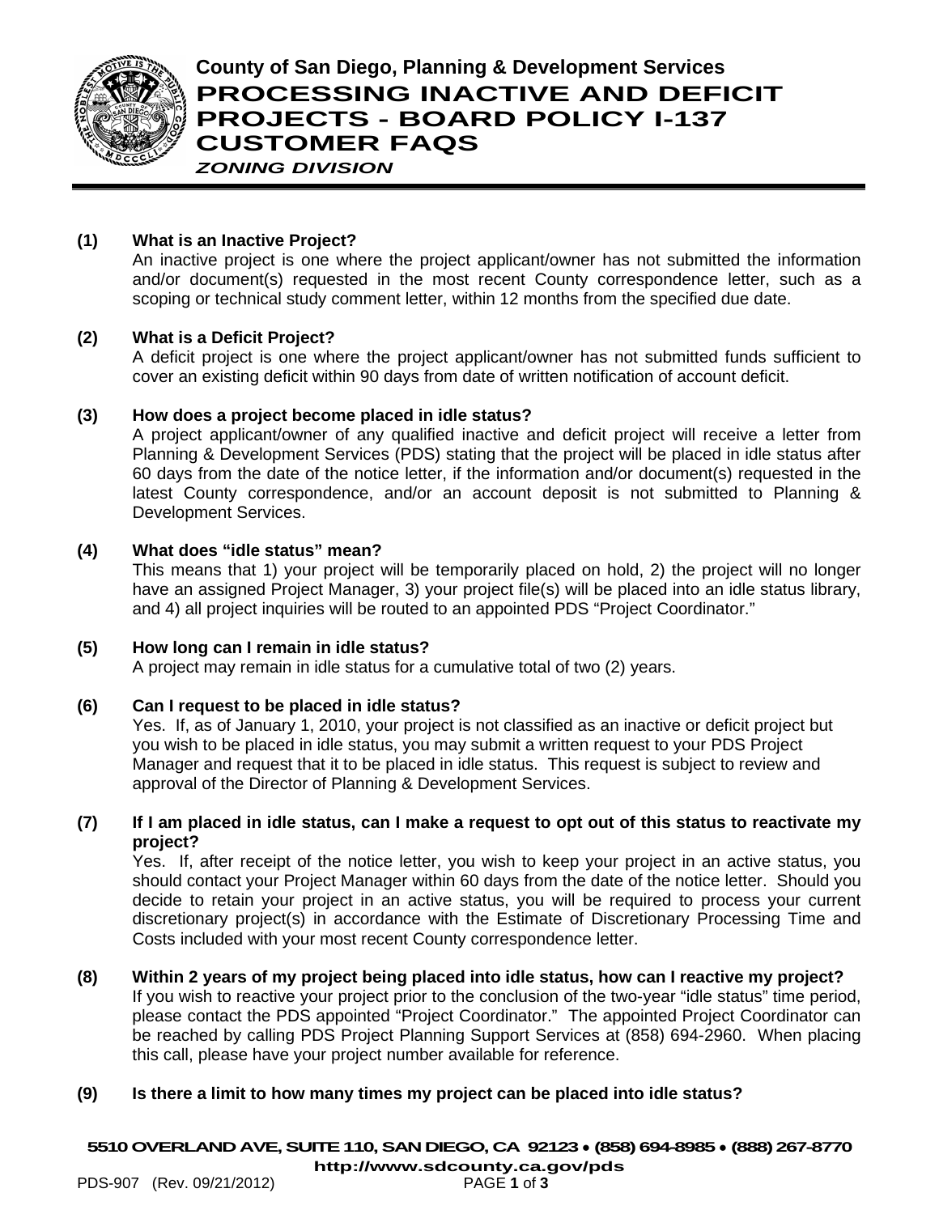**County of San Diego, Planning & Development Services**

# PROCESSING INACTIVE AND DEFICIT PROJECTS - BOARD POLICY I-137 CUSTOMER FAQS

***ZONING DIVISION***

**(1) What is an Inactive Project?**

An inactive project is one where the project applicant/owner has not submitted the information and/or document(s) requested in the most recent County correspondence letter, such as a scoping or technical study comment letter, within 12 months from the specified due date.

**(2) What is a Deficit Project?**

A deficit project is one where the project applicant/owner has not submitted funds sufficient to cover an existing deficit within 90 days from date of written notification of account deficit.

**(3) How does a project become placed in idle status?**

A project applicant/owner of any qualified inactive and deficit project will receive a letter from Planning & Development Services (PDS) stating that the project will be placed in idle status after 60 days from the date of the notice letter, if the information and/or document(s) requested in the latest County correspondence, and/or an account deposit is not submitted to Planning & Development Services.

**(4) What does "idle status" mean?**

This means that 1) your project will be temporarily placed on hold, 2) the project will no longer have an assigned Project Manager, 3) your project file(s) will be placed into an idle status library, and 4) all project inquiries will be routed to an appointed PDS "Project Coordinator."

**(5) How long can I remain in idle status?**

A project may remain in idle status for a cumulative total of two (2) years.

**(6) Can I request to be placed in idle status?**

Yes. If, as of January 1, 2010, your project is not classified as an inactive or deficit project but you wish to be placed in idle status, you may submit a written request to your PDS Project Manager and request that it to be placed in idle status. This request is subject to review and approval of the Director of Planning & Development Services.

**(7) If I am placed in idle status, can I make a request to opt out of this status to reactivate my project?**

Yes. If, after receipt of the notice letter, you wish to keep your project in an active status, you should contact your Project Manager within 60 days from the date of the notice letter. Should you decide to retain your project in an active status, you will be required to process your current discretionary project(s) in accordance with the Estimate of Discretionary Processing Time and Costs included with your most recent County correspondence letter.

**(8) Within 2 years of my project being placed into idle status, how can I reactive my project?**

If you wish to reactive your project prior to the conclusion of the two-year "idle status" time period, please contact the PDS appointed "Project Coordinator." The appointed Project Coordinator can be reached by calling PDS Project Planning Support Services at (858) 694-2960. When placing this call, please have your project number available for reference.

**(9) Is there a limit to how many times my project can be placed into idle status?**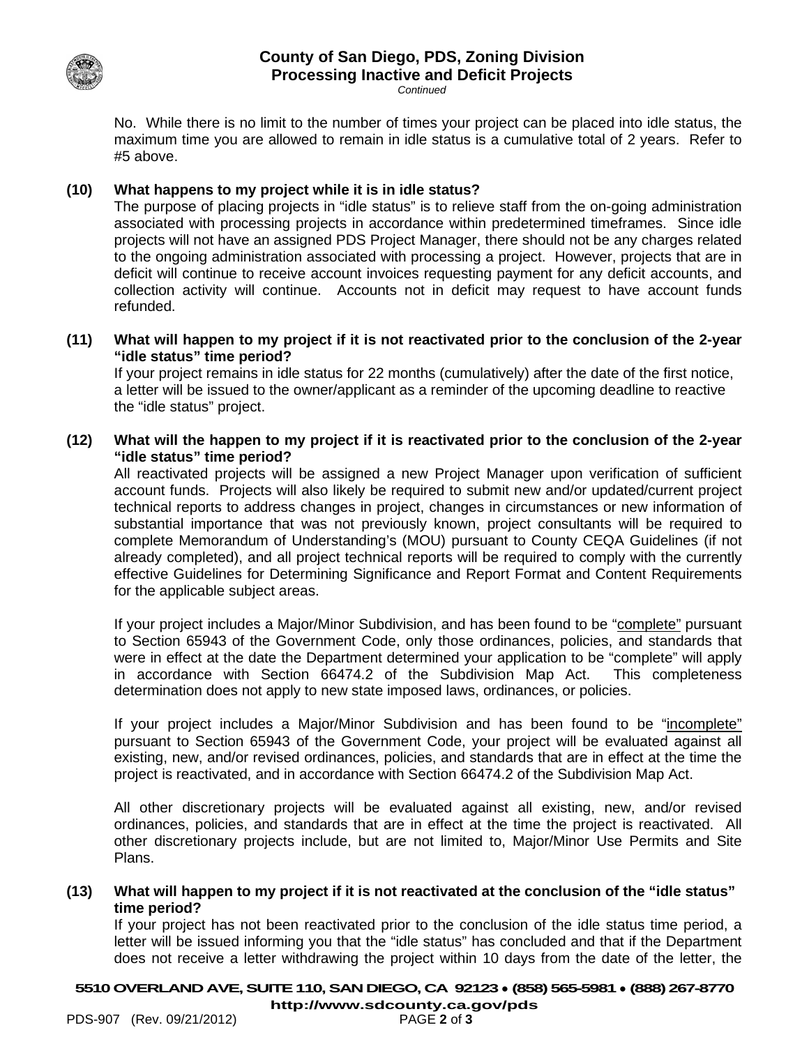No. While there is no limit to the number of times your project can be placed into idle status, the maximum time you are allowed to remain in idle status is a cumulative total of 2 years. Refer to #5 above.

**(10) What happens to my project while it is in idle status?**

The purpose of placing projects in "idle status" is to relieve staff from the on-going administration associated with processing projects in accordance within predetermined timeframes. Since idle projects will not have an assigned PDS Project Manager, there should not be any charges related to the ongoing administration associated with processing a project. However, projects that are in deficit will continue to receive account invoices requesting payment for any deficit accounts, and collection activity will continue. Accounts not in deficit may request to have account funds refunded.

**(11) What will happen to my project if it is not reactivated prior to the conclusion of the 2-year "idle status" time period?**

If your project remains in idle status for 22 months (cumulatively) after the date of the first notice, a letter will be issued to the owner/applicant as a reminder of the upcoming deadline to reactive the "idle status" project.

**(12) What will the happen to my project if it is reactivated prior to the conclusion of the 2-year "idle status" time period?**

All reactivated projects will be assigned a new Project Manager upon verification of sufficient account funds. Projects will also likely be required to submit new and/or updated/current project technical reports to address changes in project, changes in circumstances or new information of substantial importance that was not previously known, project consultants will be required to complete Memorandum of Understanding's (MOU) pursuant to County CEQA Guidelines (if not already completed), and all project technical reports will be required to comply with the currently effective Guidelines for Determining Significance and Report Format and Content Requirements for the applicable subject areas.

If your project includes a Major/Minor Subdivision, and has been found to be "complete" pursuant to Section 65943 of the Government Code, only those ordinances, policies, and standards that were in effect at the date the Department determined your application to be "complete" will apply in accordance with Section 66474.2 of the Subdivision Map Act. This completeness determination does not apply to new state imposed laws, ordinances, or policies.

If your project includes a Major/Minor Subdivision and has been found to be "incomplete" pursuant to Section 65943 of the Government Code, your project will be evaluated against all existing, new, and/or revised ordinances, policies, and standards that are in effect at the time the project is reactivated, and in accordance with Section 66474.2 of the Subdivision Map Act.

All other discretionary projects will be evaluated against all existing, new, and/or revised ordinances, policies, and standards that are in effect at the time the project is reactivated. All other discretionary projects include, but are not limited to, Major/Minor Use Permits and Site Plans.

**(13) What will happen to my project if it is not reactivated at the conclusion of the "idle status" time period?**

If your project has not been reactivated prior to the conclusion of the idle status time period, a letter will be issued informing you that the "idle status" has concluded and that if the Department does not receive a letter withdrawing the project within 10 days from the date of the letter, the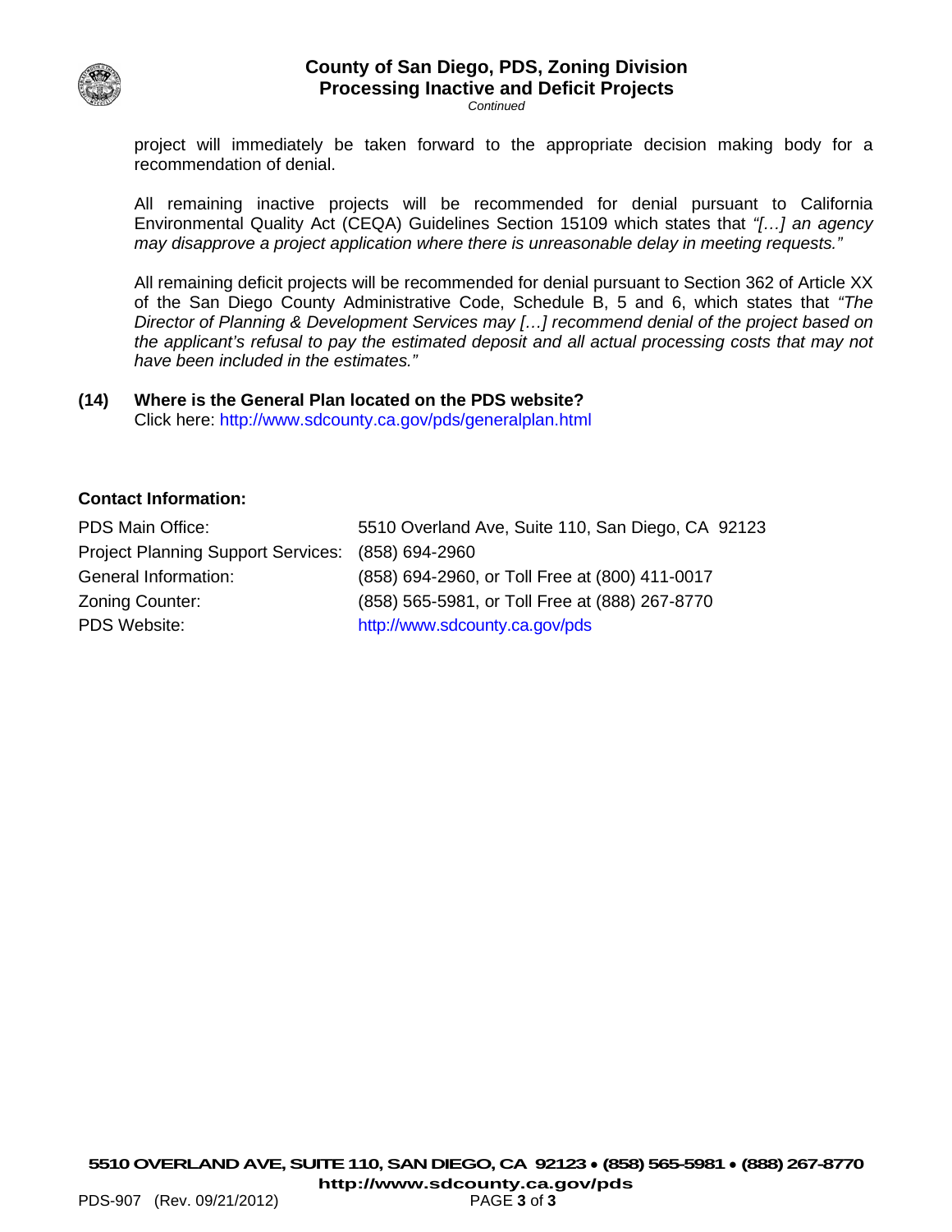project will immediately be taken forward to the appropriate decision making body for a recommendation of denial.

All remaining inactive projects will be recommended for denial pursuant to California Environmental Quality Act (CEQA) Guidelines Section 15109 which states that *"[…] an agency may disapprove a project application where there is unreasonable delay in meeting requests."*

All remaining deficit projects will be recommended for denial pursuant to Section 362 of Article XX of the San Diego County Administrative Code, Schedule B, 5 and 6, which states that *"The Director of Planning & Development Services may […] recommend denial of the project based on the applicant's refusal to pay the estimated deposit and all actual processing costs that may not have been included in the estimates."*

**(14) Where is the General Plan located on the PDS website?**
Click here: http://www.sdcounty.ca.gov/pds/generalplan.html

**Contact Information:**

| | |
|---|---|
| PDS Main Office: | 5510 Overland Ave, Suite 110, San Diego, CA 92123 |
| Project Planning Support Services: | (858) 694-2960 |
| General Information: | (858) 694-2960, or Toll Free at (800) 411-0017 |
| Zoning Counter: | (858) 565-5981, or Toll Free at (888) 267-8770 |
| PDS Website: | http://www.sdcounty.ca.gov/pds |